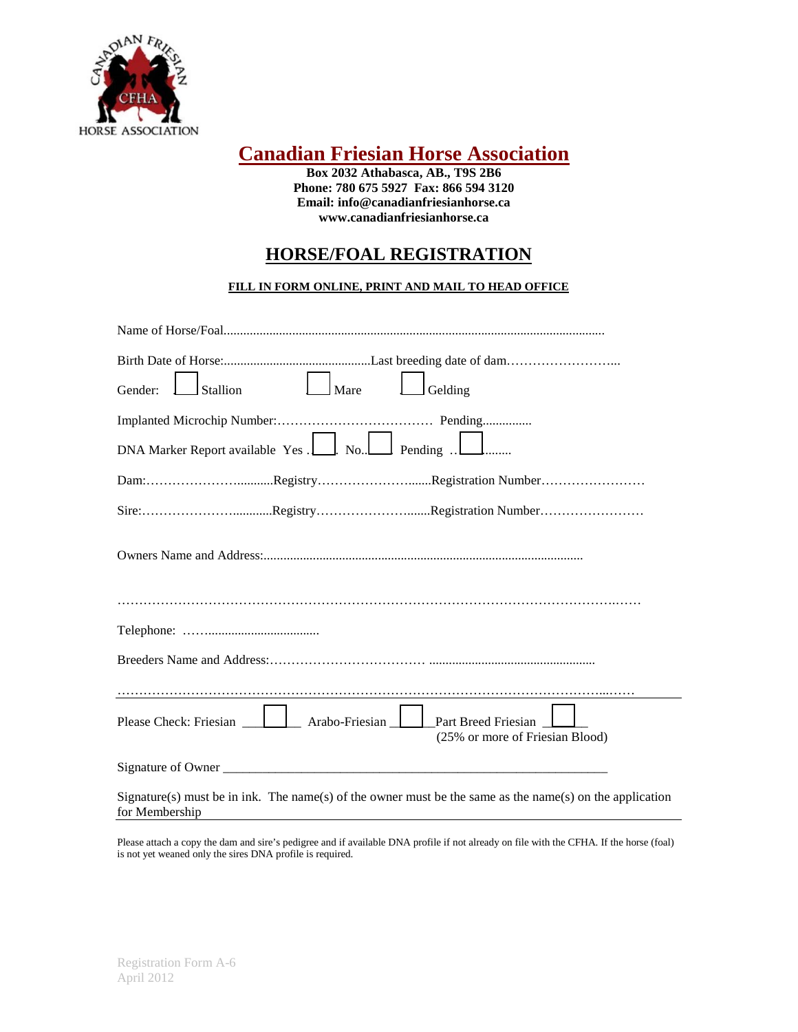CANADIAN FRIESIAN CFHA HORSE ASSOCIATION

# Canadian Friesian Horse Association

**Box 2032 Athabasca, AB., T9S 2B6**
**Phone: 780 675 5927 Fax: 866 594 3120**
**Email: info@canadianfriesianhorse.ca**
**www.canadianfriesianhorse.ca**

## HORSE/FOAL REGISTRATION

**FILL IN FORM ONLINE, PRINT AND MAIL TO HEAD OFFICE**

Name of Horse/Foal.....................................................................................................................

Birth Date of Horse:.............................................Last breeding date of dam……………………...

Gender: ☐ Stallion ☐ Mare ☐ Gelding

Implanted Microchip Number:……………………………… Pending...............

DNA Marker Report available Yes ☐ No ☐ Pending ☐

Dam:………………….........Registry……………………......Registration Number……………………

Sire:………………….........Registry……………………......Registration Number……………………

Owners Name and Address:...................................................................................................

……………………………………………………………………………………………………………

Telephone: ……...................................

Breeders Name and Address:……………………………… ...................................................

……………………………………………………………………………………………………………

Please Check: Friesian ☐ Arabo-Friesian ☐ Part Breed Friesian ☐
(25% or more of Friesian Blood)

Signature of Owner ____________________________________________________________

Signature(s) must be in ink. The name(s) of the owner must be the same as the name(s) on the application for Membership

Please attach a copy the dam and sire's pedigree and if available DNA profile if not already on file with the CFHA. If the horse (foal) is not yet weaned only the sires DNA profile is required.

Registration Form A-6
April 2012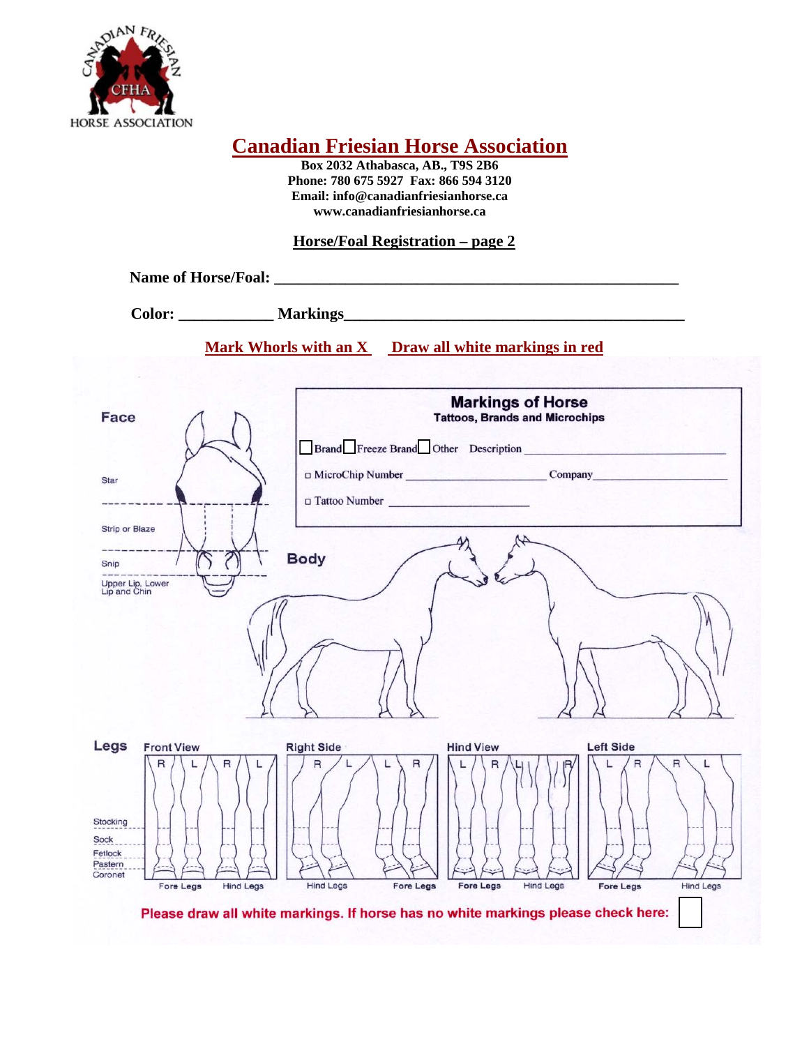CANADIAN FRIESIAN CFHA HORSE ASSOCIATION

# Canadian Friesian Horse Association

**Box 2032 Athabasca, AB., T9S 2B6**
**Phone: 780 675 5927 Fax: 866 594 3120**
**Email: info@canadianfriesianhorse.ca**
**www.canadianfriesianhorse.ca**

## Horse/Foal Registration – page 2

**Name of Horse/Foal:** ____________________________________________________

**Color:** ____________ **Markings**____________________________________________

**Mark Whorls with an X** **Draw all white markings in red**

**Markings of Horse**
**Tattoos, Brands and Microchips**

☐ Brand ☐ Freeze Brand ☐ Other Description ______________________________

☐ MicroChip Number ______________________ Company______________________

☐ Tattoo Number ______________________

**Face**

Star

Strip or Blaze

Snip

Upper Lip, Lower Lip and Chin

**Body**

**Legs**

Front View: R L R L — Fore Legs, Hind Legs

Right Side: R L L R — Hind Legs, Fore Legs

Hind View: L R L R — Fore Legs, Hind Legs

Left Side: L R R L — Fore Legs, Hind Legs

Stocking
Sock
Fetlock
Pastern
Coronet

**Please draw all white markings. If horse has no white markings please check here:** ☐